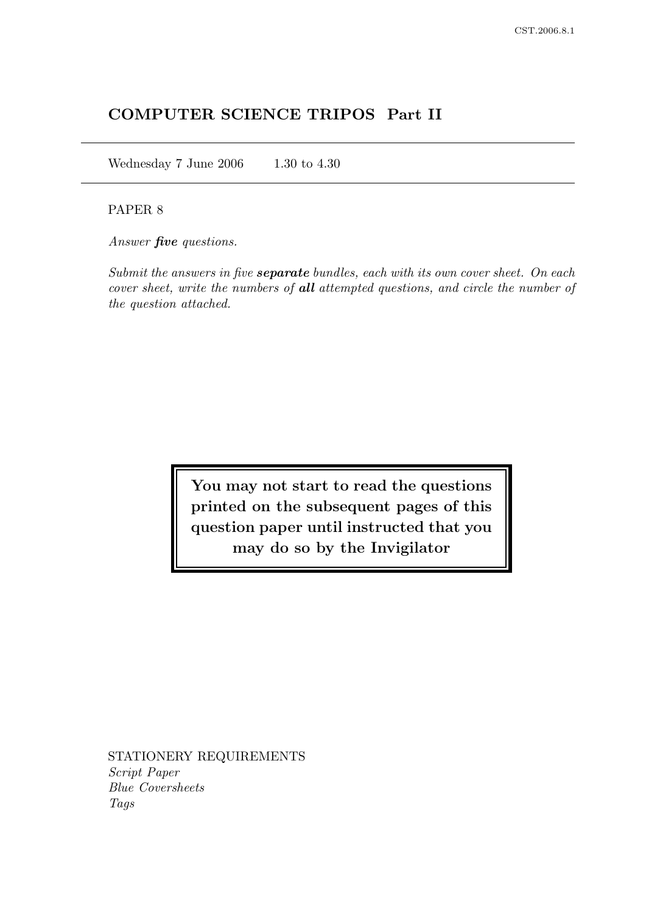# COMPUTER SCIENCE TRIPOS Part II

Wednesday 7 June 2006 1.30 to 4.30

PAPER 8

*Answer **five** questions.*

*Submit the answers in five **separate** bundles, each with its own cover sheet. On each cover sheet, write the numbers of **all** attempted questions, and circle the number of the question attached.*

**You may not start to read the questions printed on the subsequent pages of this question paper until instructed that you may do so by the Invigilator**

STATIONERY REQUIREMENTS
*Script Paper*
*Blue Coversheets*
*Tags*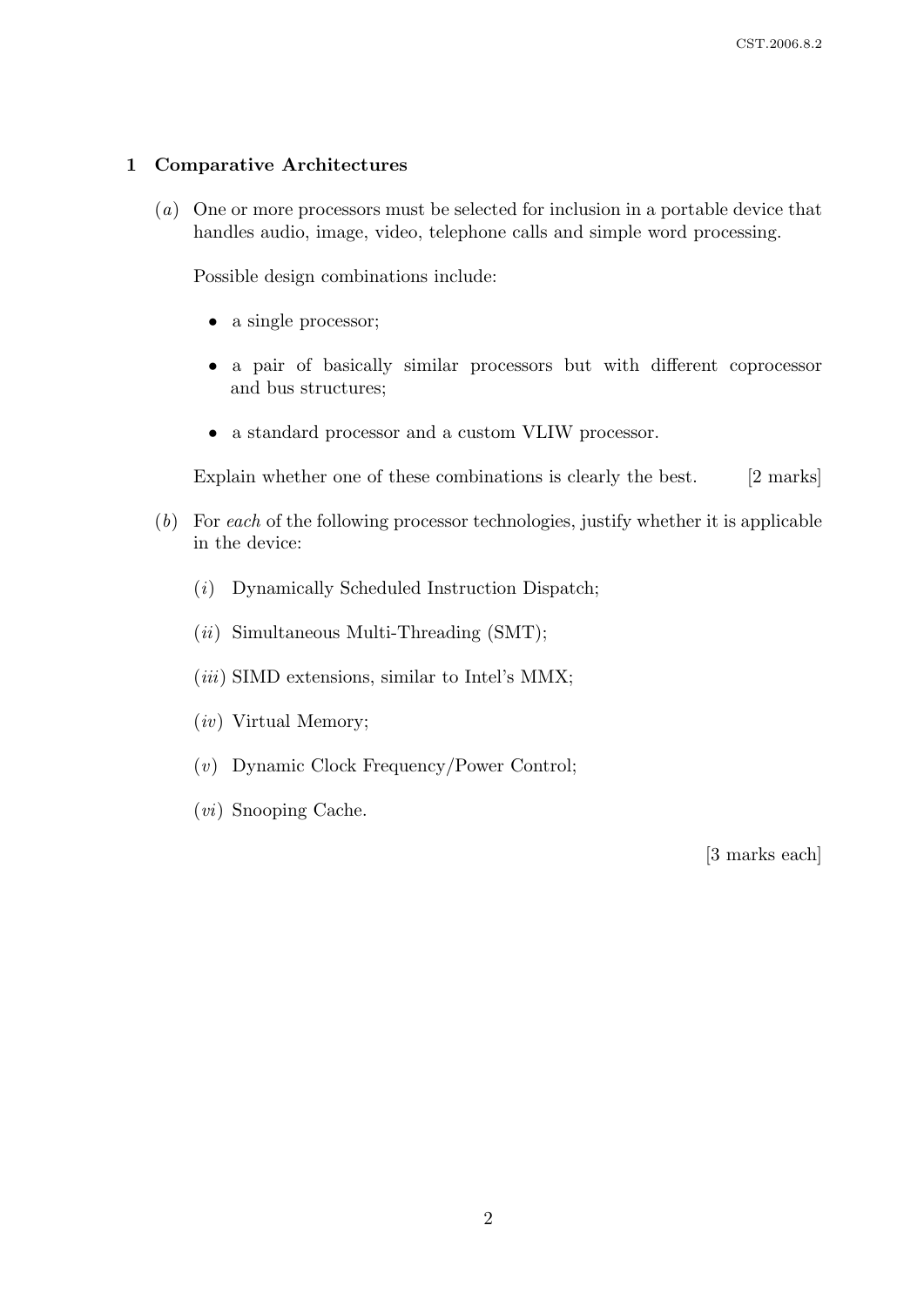## 1 Comparative Architectures

(*a*) One or more processors must be selected for inclusion in a portable device that handles audio, image, video, telephone calls and simple word processing.

Possible design combinations include:

- a single processor;
- a pair of basically similar processors but with different coprocessor and bus structures;
- a standard processor and a custom VLIW processor.

Explain whether one of these combinations is clearly the best. [2 marks]

(*b*) For *each* of the following processor technologies, justify whether it is applicable in the device:

(*i*) Dynamically Scheduled Instruction Dispatch;

(*ii*) Simultaneous Multi-Threading (SMT);

(*iii*) SIMD extensions, similar to Intel's MMX;

(*iv*) Virtual Memory;

(*v*) Dynamic Clock Frequency/Power Control;

(*vi*) Snooping Cache.

[3 marks each]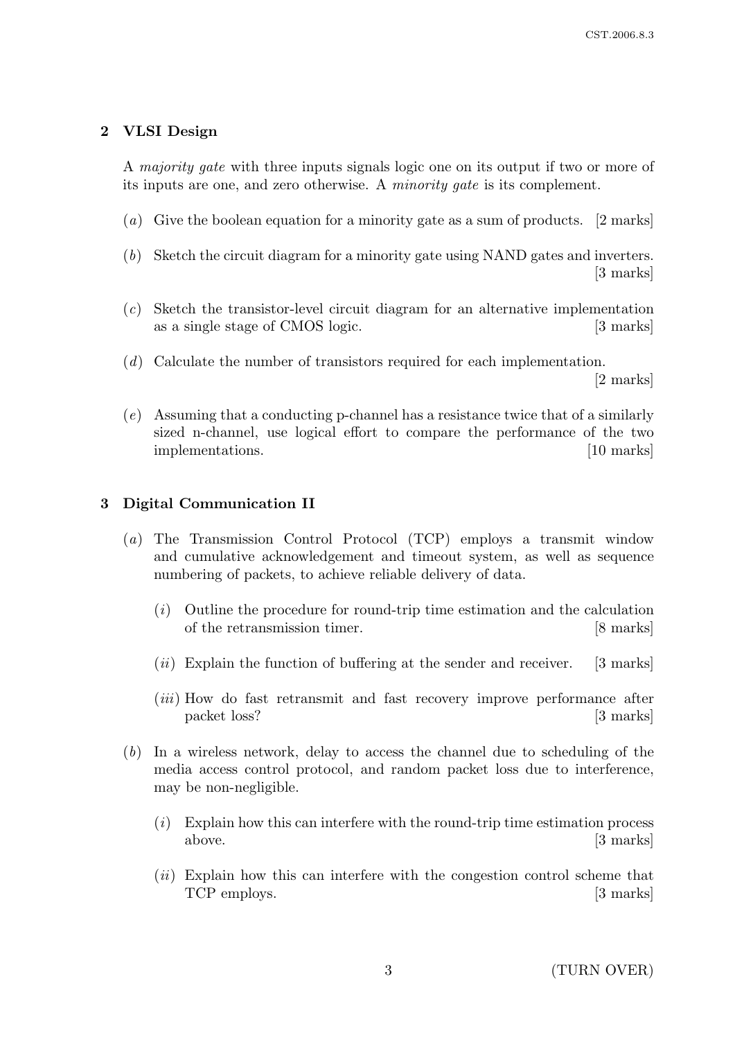## 2 VLSI Design

A *majority gate* with three inputs signals logic one on its output if two or more of its inputs are one, and zero otherwise. A *minority gate* is its complement.

(*a*) Give the boolean equation for a minority gate as a sum of products. [2 marks]

(*b*) Sketch the circuit diagram for a minority gate using NAND gates and inverters. [3 marks]

(*c*) Sketch the transistor-level circuit diagram for an alternative implementation as a single stage of CMOS logic. [3 marks]

(*d*) Calculate the number of transistors required for each implementation. [2 marks]

(*e*) Assuming that a conducting p-channel has a resistance twice that of a similarly sized n-channel, use logical effort to compare the performance of the two implementations. [10 marks]

## 3 Digital Communication II

(*a*) The Transmission Control Protocol (TCP) employs a transmit window and cumulative acknowledgement and timeout system, as well as sequence numbering of packets, to achieve reliable delivery of data.

(*i*) Outline the procedure for round-trip time estimation and the calculation of the retransmission timer. [8 marks]

(*ii*) Explain the function of buffering at the sender and receiver. [3 marks]

(*iii*) How do fast retransmit and fast recovery improve performance after packet loss? [3 marks]

(*b*) In a wireless network, delay to access the channel due to scheduling of the media access control protocol, and random packet loss due to interference, may be non-negligible.

(*i*) Explain how this can interfere with the round-trip time estimation process above. [3 marks]

(*ii*) Explain how this can interfere with the congestion control scheme that TCP employs. [3 marks]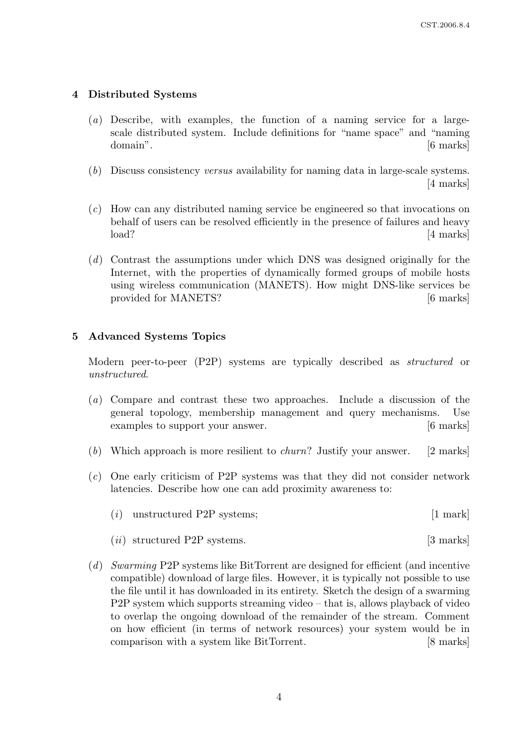## 4 Distributed Systems

(*a*) Describe, with examples, the function of a naming service for a large-scale distributed system. Include definitions for "name space" and "naming domain". [6 marks]

(*b*) Discuss consistency *versus* availability for naming data in large-scale systems. [4 marks]

(*c*) How can any distributed naming service be engineered so that invocations on behalf of users can be resolved efficiently in the presence of failures and heavy load? [4 marks]

(*d*) Contrast the assumptions under which DNS was designed originally for the Internet, with the properties of dynamically formed groups of mobile hosts using wireless communication (MANETS). How might DNS-like services be provided for MANETS? [6 marks]

## 5 Advanced Systems Topics

Modern peer-to-peer (P2P) systems are typically described as *structured* or *unstructured*.

(*a*) Compare and contrast these two approaches. Include a discussion of the general topology, membership management and query mechanisms. Use examples to support your answer. [6 marks]

(*b*) Which approach is more resilient to *churn*? Justify your answer. [2 marks]

(*c*) One early criticism of P2P systems was that they did not consider network latencies. Describe how one can add proximity awareness to:

(*i*) unstructured P2P systems; [1 mark]

(*ii*) structured P2P systems. [3 marks]

(*d*) *Swarming* P2P systems like BitTorrent are designed for efficient (and incentive compatible) download of large files. However, it is typically not possible to use the file until it has downloaded in its entirety. Sketch the design of a swarming P2P system which supports streaming video – that is, allows playback of video to overlap the ongoing download of the remainder of the stream. Comment on how efficient (in terms of network resources) your system would be in comparison with a system like BitTorrent. [8 marks]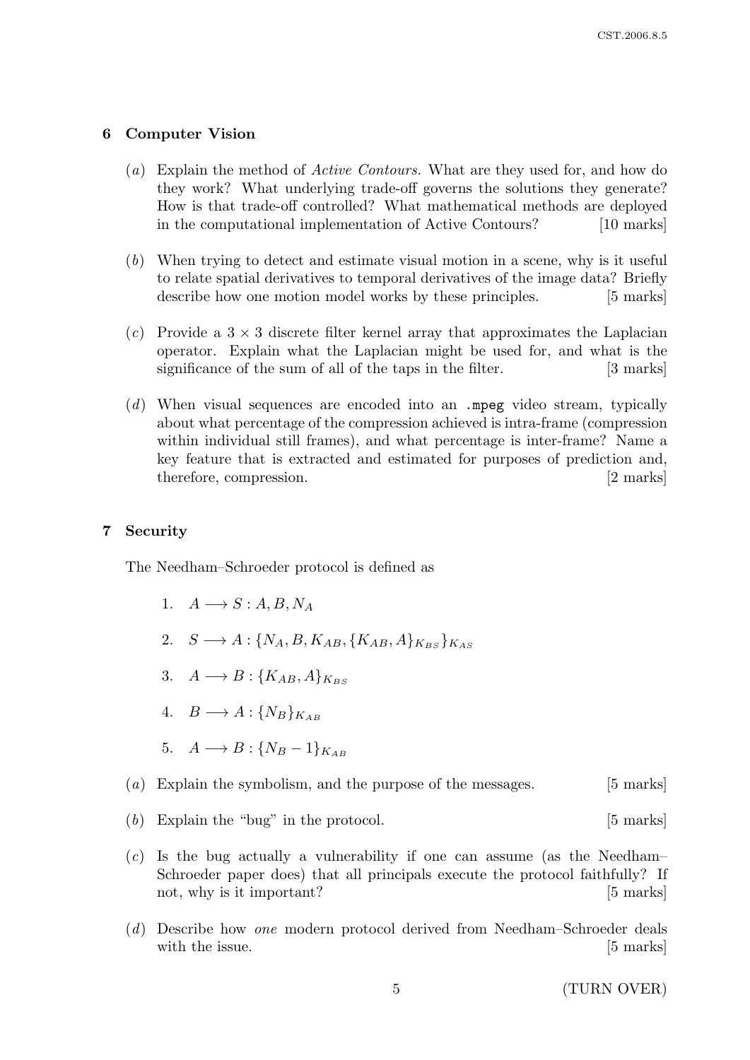## 6 Computer Vision

(*a*) Explain the method of *Active Contours*. What are they used for, and how do they work? What underlying trade-off governs the solutions they generate? How is that trade-off controlled? What mathematical methods are deployed in the computational implementation of Active Contours? [10 marks]

(*b*) When trying to detect and estimate visual motion in a scene, why is it useful to relate spatial derivatives to temporal derivatives of the image data? Briefly describe how one motion model works by these principles. [5 marks]

(*c*) Provide a $3 \times 3$ discrete filter kernel array that approximates the Laplacian operator. Explain what the Laplacian might be used for, and what is the significance of the sum of all of the taps in the filter. [3 marks]

(*d*) When visual sequences are encoded into an `.mpeg` video stream, typically about what percentage of the compression achieved is intra-frame (compression within individual still frames), and what percentage is inter-frame? Name a key feature that is extracted and estimated for purposes of prediction and, therefore, compression. [2 marks]

## 7 Security

The Needham–Schroeder protocol is defined as

1. $A \longrightarrow S : A, B, N_A$
2. $S \longrightarrow A : \{N_A, B, K_{AB}, \{K_{AB}, A\}_{K_{BS}}\}_{K_{AS}}$
3. $A \longrightarrow B : \{K_{AB}, A\}_{K_{BS}}$
4. $B \longrightarrow A : \{N_B\}_{K_{AB}}$
5. $A \longrightarrow B : \{N_B - 1\}_{K_{AB}}$

(*a*) Explain the symbolism, and the purpose of the messages. [5 marks]

(*b*) Explain the "bug" in the protocol. [5 marks]

(*c*) Is the bug actually a vulnerability if one can assume (as the Needham–Schroeder paper does) that all principals execute the protocol faithfully? If not, why is it important? [5 marks]

(*d*) Describe how *one* modern protocol derived from Needham–Schroeder deals with the issue. [5 marks]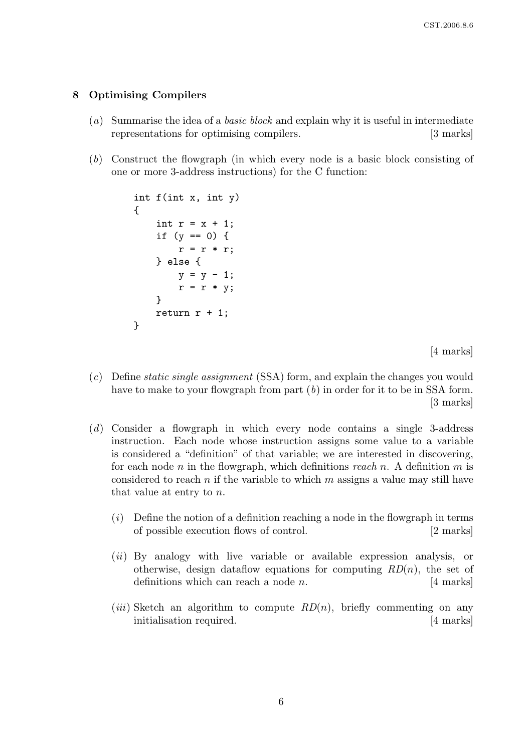## 8 Optimising Compilers

(*a*) Summarise the idea of a *basic block* and explain why it is useful in intermediate representations for optimising compilers. [3 marks]

(*b*) Construct the flowgraph (in which every node is a basic block consisting of one or more 3-address instructions) for the C function:

```
int f(int x, int y)
{
    int r = x + 1;
    if (y == 0) {
        r = r * r;
    } else {
        y = y - 1;
        r = r * y;
    }
    return r + 1;
}
```

[4 marks]

(*c*) Define *static single assignment* (SSA) form, and explain the changes you would have to make to your flowgraph from part (*b*) in order for it to be in SSA form. [3 marks]

(*d*) Consider a flowgraph in which every node contains a single 3-address instruction. Each node whose instruction assigns some value to a variable is considered a "definition" of that variable; we are interested in discovering, for each node $n$ in the flowgraph, which definitions *reach* $n$. A definition $m$ is considered to reach $n$ if the variable to which $m$ assigns a value may still have that value at entry to $n$.

(*i*) Define the notion of a definition reaching a node in the flowgraph in terms of possible execution flows of control. [2 marks]

(*ii*) By analogy with live variable or available expression analysis, or otherwise, design dataflow equations for computing $RD(n)$, the set of definitions which can reach a node $n$. [4 marks]

(*iii*) Sketch an algorithm to compute $RD(n)$, briefly commenting on any initialisation required. [4 marks]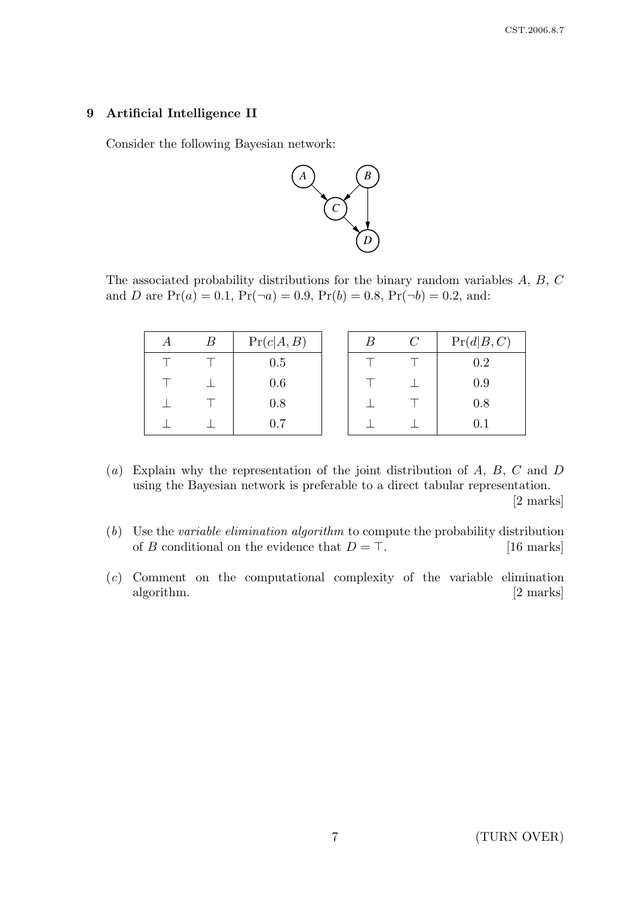## 9 Artificial Intelligence II

Consider the following Bayesian network:

The associated probability distributions for the binary random variables $A$, $B$, $C$ and $D$ are $\Pr(a) = 0.1$, $\Pr(\neg a) = 0.9$, $\Pr(b) = 0.8$, $\Pr(\neg b) = 0.2$, and:

| $A$ | $B$ | $\Pr(c \mid A, B)$ |
|---|---|---|
| $\top$ | $\top$ | 0.5 |
| $\top$ | $\bot$ | 0.6 |
| $\bot$ | $\top$ | 0.8 |
| $\bot$ | $\bot$ | 0.7 |

| $B$ | $C$ | $\Pr(d \mid B, C)$ |
|---|---|---|
| $\top$ | $\top$ | 0.2 |
| $\top$ | $\bot$ | 0.9 |
| $\bot$ | $\top$ | 0.8 |
| $\bot$ | $\bot$ | 0.1 |

(*a*) Explain why the representation of the joint distribution of $A$, $B$, $C$ and $D$ using the Bayesian network is preferable to a direct tabular representation. [2 marks]

(*b*) Use the *variable elimination algorithm* to compute the probability distribution of $B$ conditional on the evidence that $D = \top$. [16 marks]

(*c*) Comment on the computational complexity of the variable elimination algorithm. [2 marks]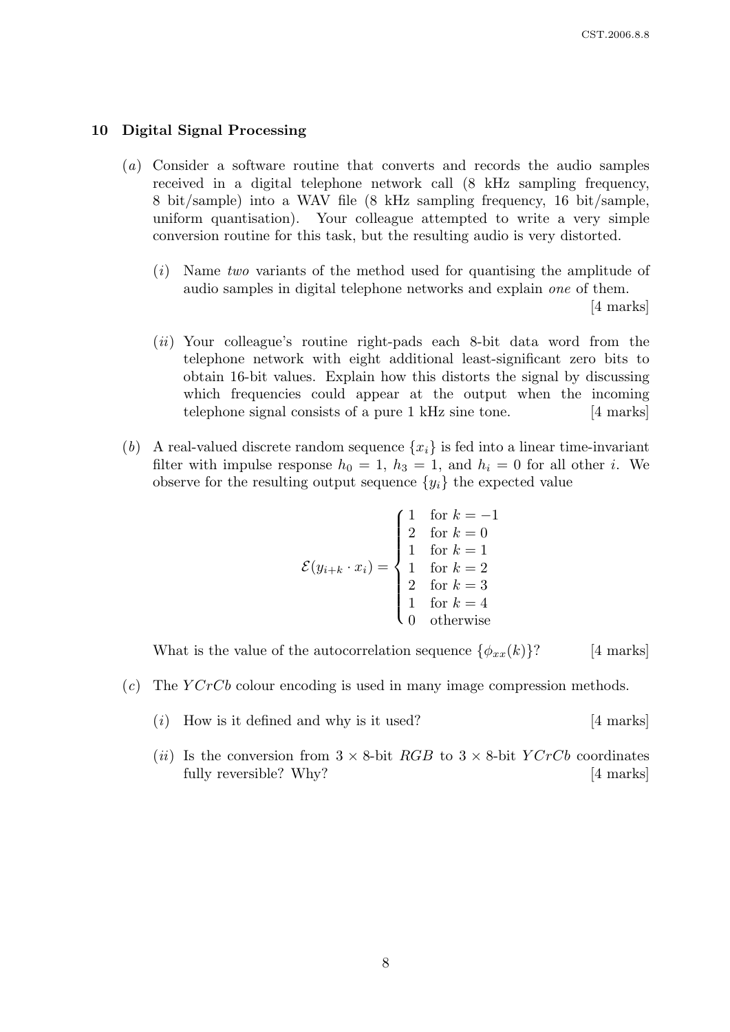## 10 Digital Signal Processing

(*a*) Consider a software routine that converts and records the audio samples received in a digital telephone network call (8 kHz sampling frequency, 8 bit/sample) into a WAV file (8 kHz sampling frequency, 16 bit/sample, uniform quantisation). Your colleague attempted to write a very simple conversion routine for this task, but the resulting audio is very distorted.

(*i*) Name *two* variants of the method used for quantising the amplitude of audio samples in digital telephone networks and explain *one* of them. [4 marks]

(*ii*) Your colleague's routine right-pads each 8-bit data word from the telephone network with eight additional least-significant zero bits to obtain 16-bit values. Explain how this distorts the signal by discussing which frequencies could appear at the output when the incoming telephone signal consists of a pure 1 kHz sine tone. [4 marks]

(*b*) A real-valued discrete random sequence $\{x_i\}$ is fed into a linear time-invariant filter with impulse response $h_0 = 1$, $h_3 = 1$, and $h_i = 0$ for all other $i$. We observe for the resulting output sequence $\{y_i\}$ the expected value

$$\mathcal{E}(y_{i+k} \cdot x_i) = \begin{cases} 1 & \text{for } k = -1 \\ 2 & \text{for } k = 0 \\ 1 & \text{for } k = 1 \\ 1 & \text{for } k = 2 \\ 2 & \text{for } k = 3 \\ 1 & \text{for } k = 4 \\ 0 & \text{otherwise} \end{cases}$$

What is the value of the autocorrelation sequence $\{\phi_{xx}(k)\}$? [4 marks]

(*c*) The $YCrCb$ colour encoding is used in many image compression methods.

(*i*) How is it defined and why is it used? [4 marks]

(*ii*) Is the conversion from $3 \times 8$-bit $RGB$ to $3 \times 8$-bit $YCrCb$ coordinates fully reversible? Why? [4 marks]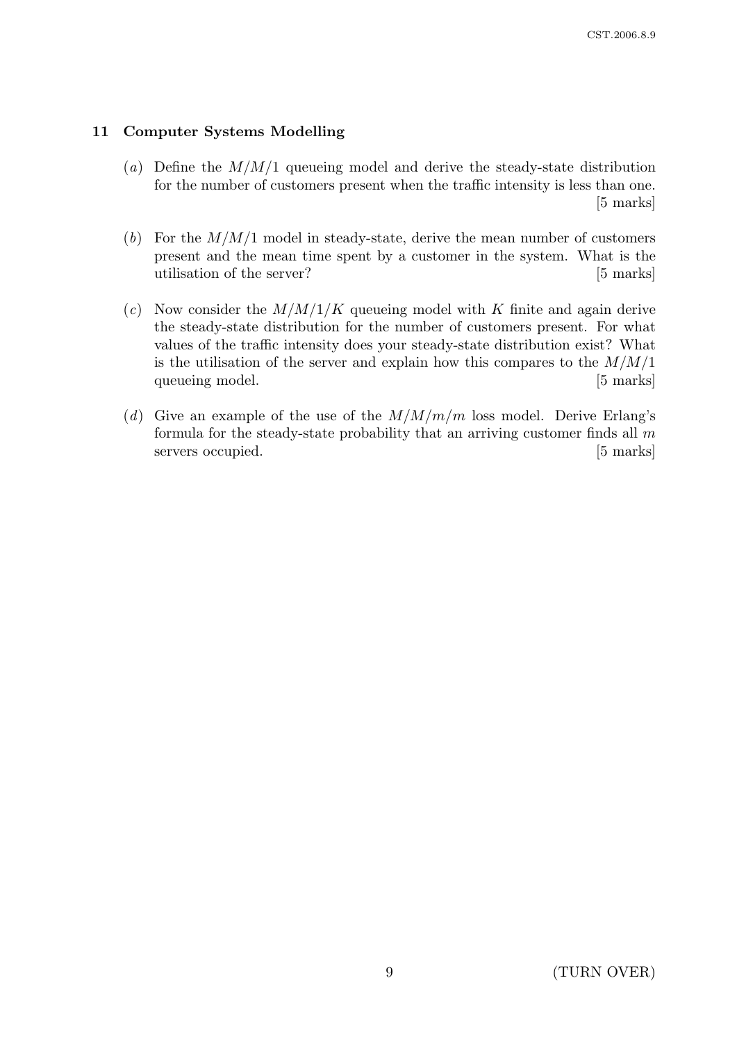## 11 Computer Systems Modelling

(*a*) Define the $M/M/1$ queueing model and derive the steady-state distribution for the number of customers present when the traffic intensity is less than one. [5 marks]

(*b*) For the $M/M/1$ model in steady-state, derive the mean number of customers present and the mean time spent by a customer in the system. What is the utilisation of the server? [5 marks]

(*c*) Now consider the $M/M/1/K$ queueing model with $K$ finite and again derive the steady-state distribution for the number of customers present. For what values of the traffic intensity does your steady-state distribution exist? What is the utilisation of the server and explain how this compares to the $M/M/1$ queueing model. [5 marks]

(*d*) Give an example of the use of the $M/M/m/m$ loss model. Derive Erlang's formula for the steady-state probability that an arriving customer finds all $m$ servers occupied. [5 marks]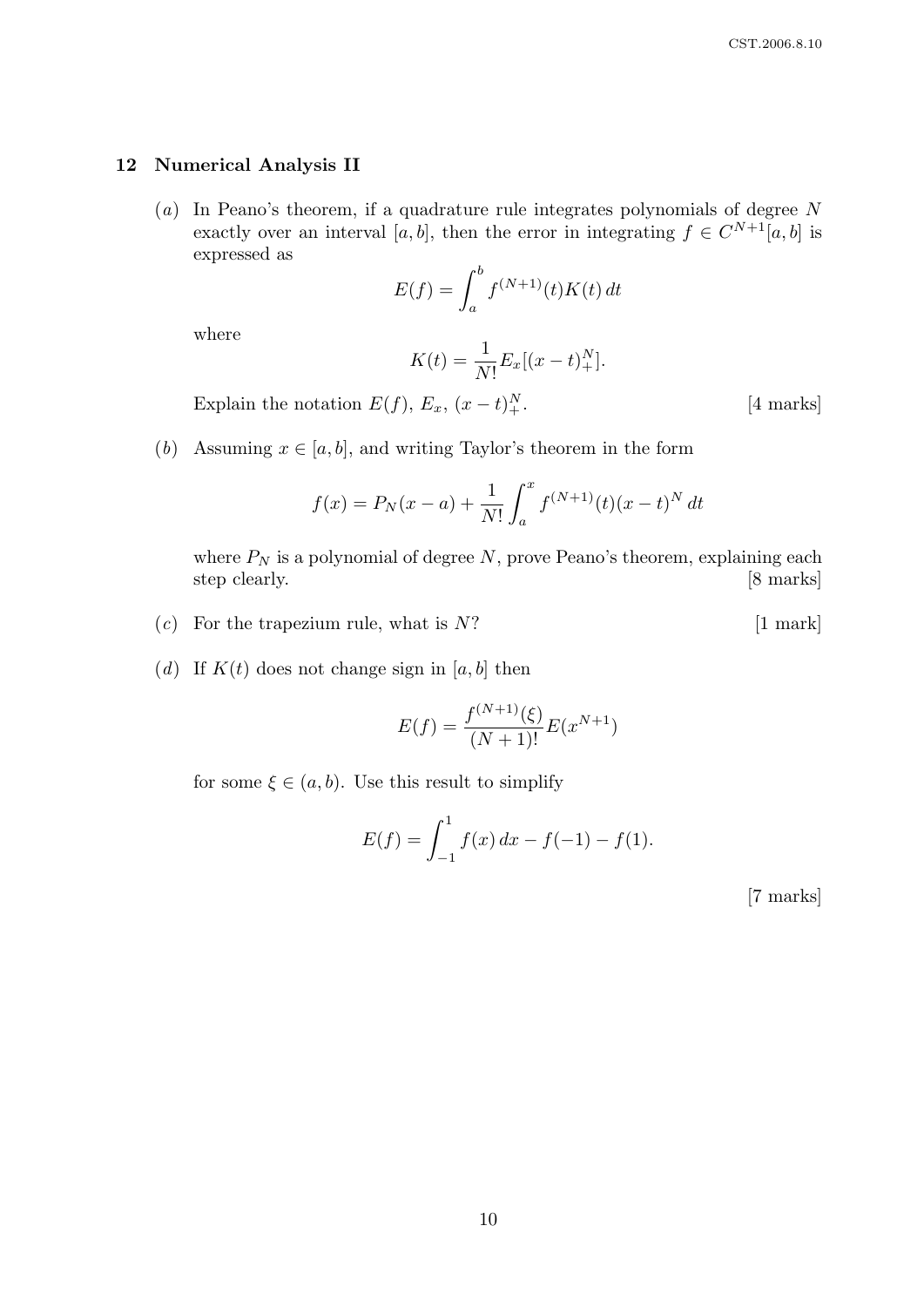## 12 Numerical Analysis II

(*a*) In Peano's theorem, if a quadrature rule integrates polynomials of degree $N$ exactly over an interval $[a, b]$, then the error in integrating $f \in C^{N+1}[a, b]$ is expressed as

$$E(f) = \int_a^b f^{(N+1)}(t)K(t)\,dt$$

where

$$K(t) = \frac{1}{N!}E_x[(x-t)_+^N].$$

Explain the notation $E(f)$, $E_x$, $(x-t)_+^N$. [4 marks]

(*b*) Assuming $x \in [a, b]$, and writing Taylor's theorem in the form

$$f(x) = P_N(x-a) + \frac{1}{N!}\int_a^x f^{(N+1)}(t)(x-t)^N\,dt$$

where $P_N$ is a polynomial of degree $N$, prove Peano's theorem, explaining each step clearly. [8 marks]

(*c*) For the trapezium rule, what is $N$? [1 mark]

(*d*) If $K(t)$ does not change sign in $[a, b]$ then

$$E(f) = \frac{f^{(N+1)}(\xi)}{(N+1)!}E(x^{N+1})$$

for some $\xi \in (a, b)$. Use this result to simplify

$$E(f) = \int_{-1}^{1} f(x)\,dx - f(-1) - f(1).$$

[7 marks]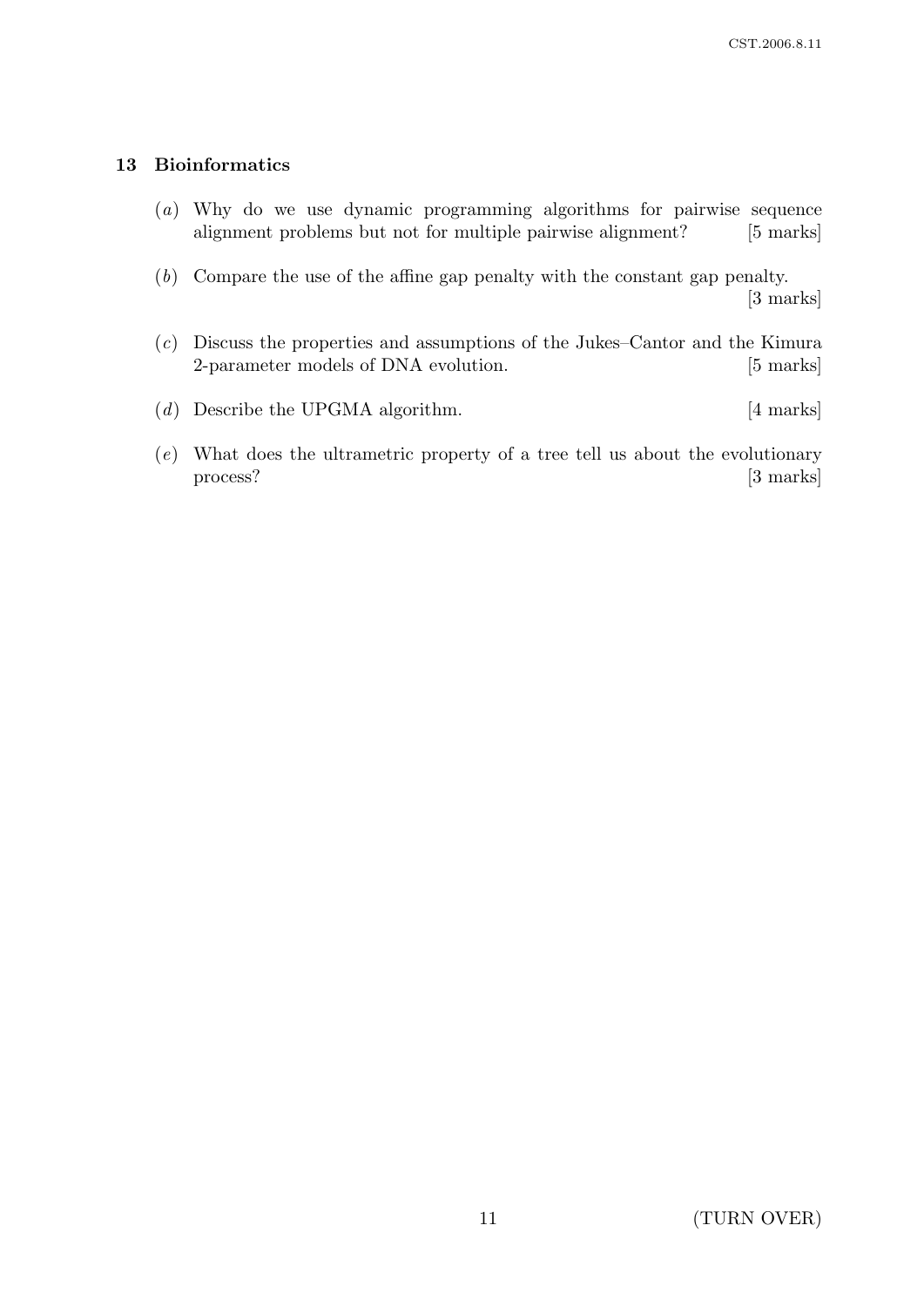## 13 Bioinformatics

(*a*) Why do we use dynamic programming algorithms for pairwise sequence alignment problems but not for multiple pairwise alignment? [5 marks]

(*b*) Compare the use of the affine gap penalty with the constant gap penalty. [3 marks]

(*c*) Discuss the properties and assumptions of the Jukes–Cantor and the Kimura 2-parameter models of DNA evolution. [5 marks]

(*d*) Describe the UPGMA algorithm. [4 marks]

(*e*) What does the ultrametric property of a tree tell us about the evolutionary process? [3 marks]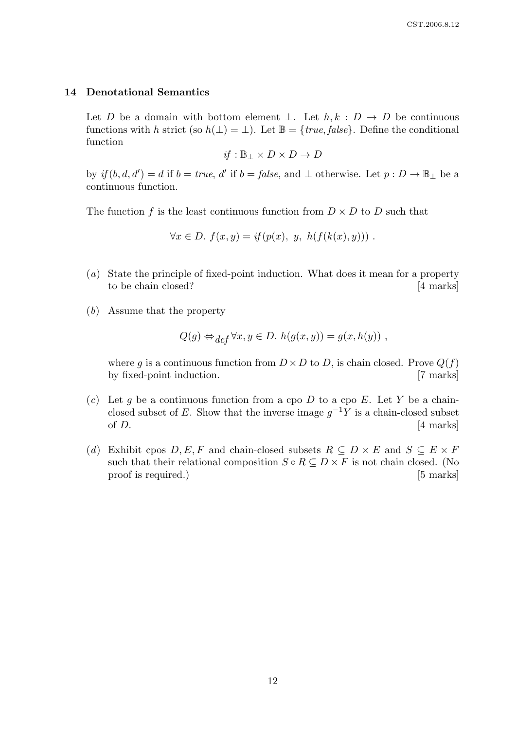## 14 Denotational Semantics

Let $D$ be a domain with bottom element $\perp$. Let $h, k : D \to D$ be continuous functions with $h$ strict (so $h(\perp) = \perp$). Let $\mathbb{B} = \{true, false\}$. Define the conditional function

$$if : \mathbb{B}_\perp \times D \times D \to D$$

by $if(b, d, d') = d$ if $b = true$, $d'$ if $b = false$, and $\perp$ otherwise. Let $p : D \to \mathbb{B}_\perp$ be a continuous function.

The function $f$ is the least continuous function from $D \times D$ to $D$ such that

$$\forall x \in D.\ f(x, y) = if(p(x),\ y,\ h(f(k(x), y)))\ .$$

(*a*) State the principle of fixed-point induction. What does it mean for a property to be chain closed? [4 marks]

(*b*) Assume that the property

$$Q(g) \Leftrightarrow_{def} \forall x, y \in D.\ h(g(x, y)) = g(x, h(y))\ ,$$

where $g$ is a continuous function from $D \times D$ to $D$, is chain closed. Prove $Q(f)$ by fixed-point induction. [7 marks]

(*c*) Let $g$ be a continuous function from a cpo $D$ to a cpo $E$. Let $Y$ be a chain-closed subset of $E$. Show that the inverse image $g^{-1}Y$ is a chain-closed subset of $D$. [4 marks]

(*d*) Exhibit cpos $D, E, F$ and chain-closed subsets $R \subseteq D \times E$ and $S \subseteq E \times F$ such that their relational composition $S \circ R \subseteq D \times F$ is not chain closed. (No proof is required.) [5 marks]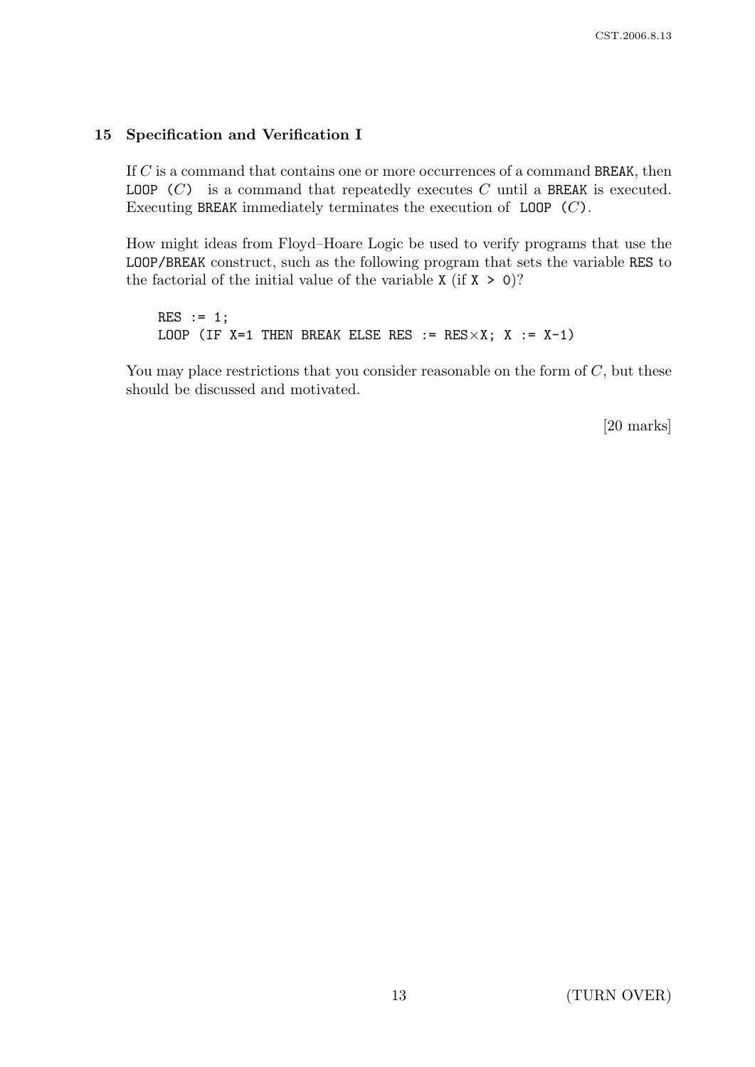## 15 Specification and Verification I

If $C$ is a command that contains one or more occurrences of a command BREAK, then LOOP ($C$) is a command that repeatedly executes $C$ until a BREAK is executed. Executing BREAK immediately terminates the execution of LOOP ($C$).

How might ideas from Floyd–Hoare Logic be used to verify programs that use the LOOP/BREAK construct, such as the following program that sets the variable RES to the factorial of the initial value of the variable X (if X > 0)?

```
RES := 1;
LOOP (IF X=1 THEN BREAK ELSE RES := RES×X; X := X-1)
```

You may place restrictions that you consider reasonable on the form of $C$, but these should be discussed and motivated.

[20 marks]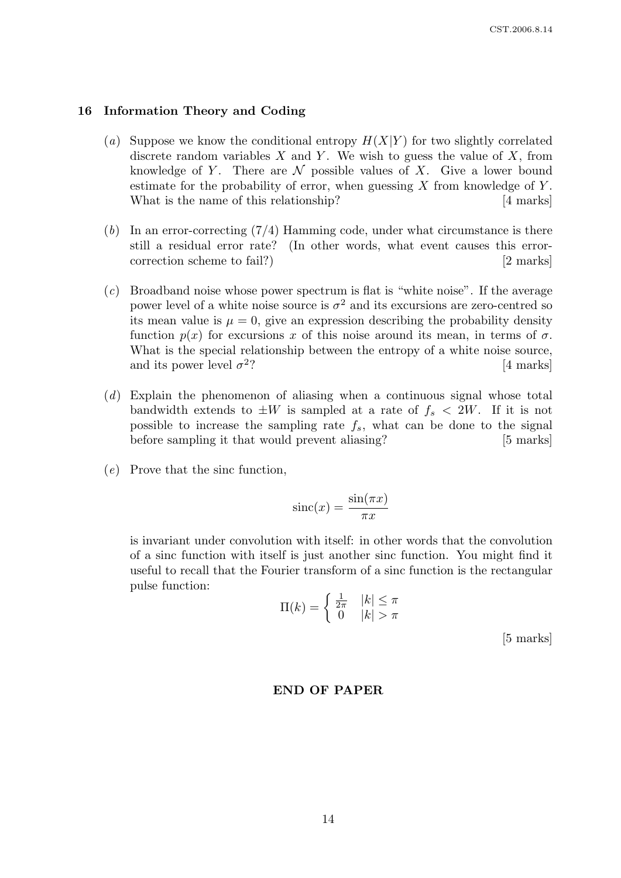## 16 Information Theory and Coding

(*a*) Suppose we know the conditional entropy $H(X|Y)$ for two slightly correlated discrete random variables $X$ and $Y$. We wish to guess the value of $X$, from knowledge of $Y$. There are $\mathcal{N}$ possible values of $X$. Give a lower bound estimate for the probability of error, when guessing $X$ from knowledge of $Y$. What is the name of this relationship? [4 marks]

(*b*) In an error-correcting (7/4) Hamming code, under what circumstance is there still a residual error rate? (In other words, what event causes this error-correction scheme to fail?) [2 marks]

(*c*) Broadband noise whose power spectrum is flat is "white noise". If the average power level of a white noise source is $\sigma^2$ and its excursions are zero-centred so its mean value is $\mu = 0$, give an expression describing the probability density function $p(x)$ for excursions $x$ of this noise around its mean, in terms of $\sigma$. What is the special relationship between the entropy of a white noise source, and its power level $\sigma^2$? [4 marks]

(*d*) Explain the phenomenon of aliasing when a continuous signal whose total bandwidth extends to $\pm W$ is sampled at a rate of $f_s < 2W$. If it is not possible to increase the sampling rate $f_s$, what can be done to the signal before sampling it that would prevent aliasing? [5 marks]

(*e*) Prove that the sinc function,

$$\text{sinc}(x) = \frac{\sin(\pi x)}{\pi x}$$

is invariant under convolution with itself: in other words that the convolution of a sinc function with itself is just another sinc function. You might find it useful to recall that the Fourier transform of a sinc function is the rectangular pulse function:

$$\Pi(k) = \begin{cases} \frac{1}{2\pi} & |k| \leq \pi \\ 0 & |k| > \pi \end{cases}$$

[5 marks]

**END OF PAPER**